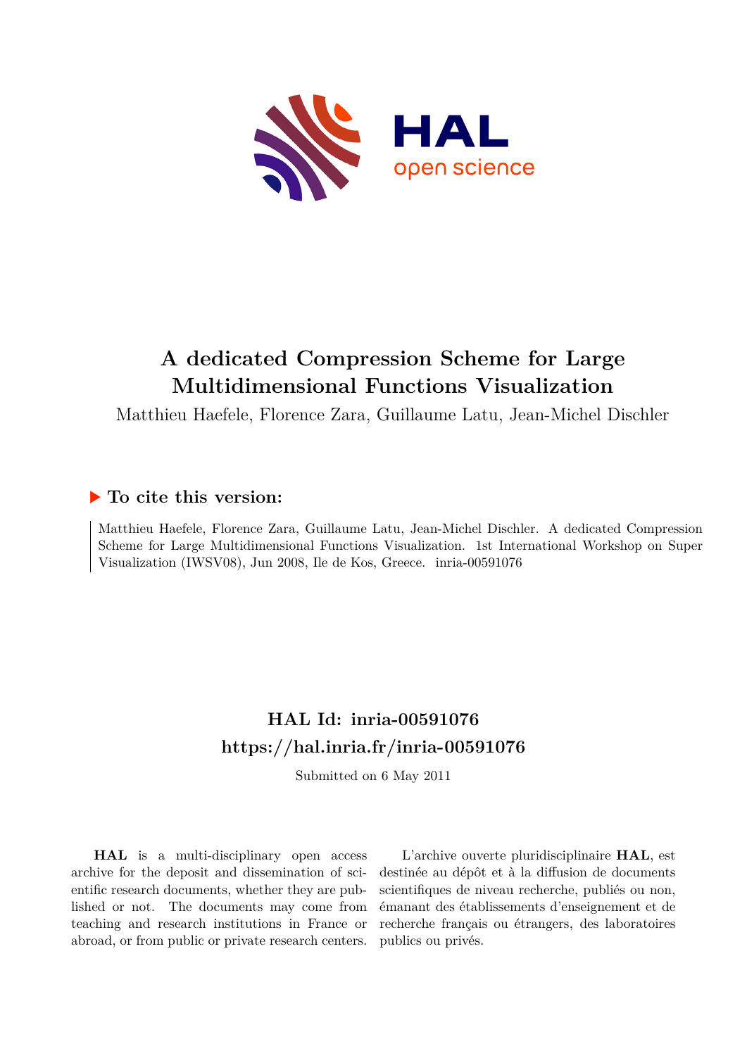# A dedicated Compression Scheme for Large Multidimensional Functions Visualization

Matthieu Haefele, Florence Zara, Guillaume Latu, Jean-Michel Dischler

## ▶ To cite this version:

Matthieu Haefele, Florence Zara, Guillaume Latu, Jean-Michel Dischler. A dedicated Compression Scheme for Large Multidimensional Functions Visualization. 1st International Workshop on Super Visualization (IWSV08), Jun 2008, Ile de Kos, Greece. inria-00591076

## HAL Id: inria-00591076
## https://hal.inria.fr/inria-00591076

Submitted on 6 May 2011

**HAL** is a multi-disciplinary open access archive for the deposit and dissemination of scientific research documents, whether they are published or not. The documents may come from teaching and research institutions in France or abroad, or from public or private research centers.

L'archive ouverte pluridisciplinaire **HAL**, est destinée au dépôt et à la diffusion de documents scientifiques de niveau recherche, publiés ou non, émanant des établissements d'enseignement et de recherche français ou étrangers, des laboratoires publics ou privés.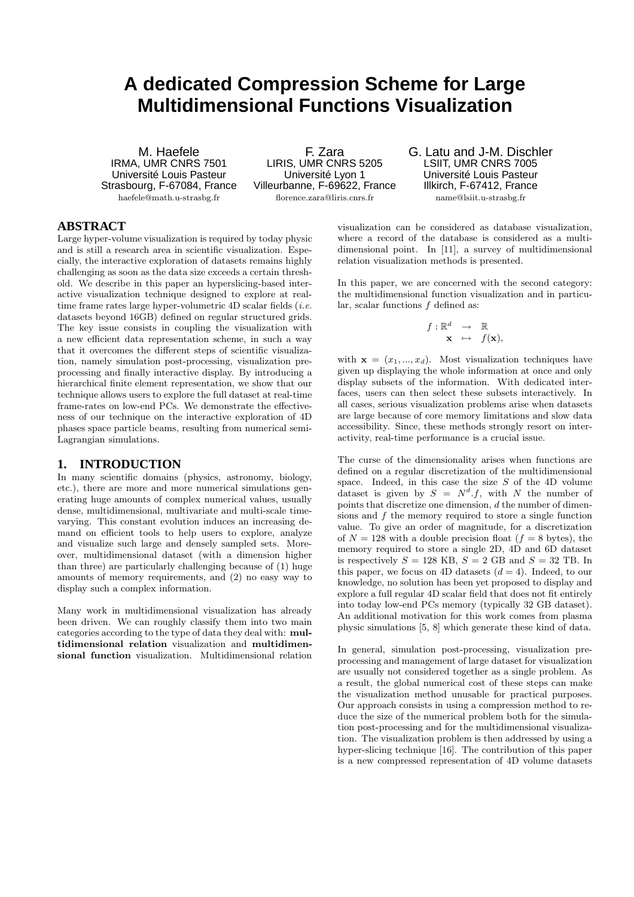# A dedicated Compression Scheme for Large Multidimensional Functions Visualization

M. Haefele
IRMA, UMR CNRS 7501
Université Louis Pasteur
Strasbourg, F-67084, France
haefele@math.u-strasbg.fr

F. Zara
LIRIS, UMR CNRS 5205
Université Lyon 1
Villeurbanne, F-69622, France
florence.zara@liris.cnrs.fr

G. Latu and J-M. Dischler
LSIIT, UMR CNRS 7005
Université Louis Pasteur
Illkirch, F-67412, France
name@lsiit.u-strasbg.fr

## ABSTRACT

Large hyper-volume visualization is required by today physic and is still a research area in scientific visualization. Especially, the interactive exploration of datasets remains highly challenging as soon as the data size exceeds a certain threshold. We describe in this paper an hyperslicing-based interactive visualization technique designed to explore at real-time frame rates large hyper-volumetric 4D scalar fields (*i.e.* datasets beyond 16GB) defined on regular structured grids. The key issue consists in coupling the visualization with a new efficient data representation scheme, in such a way that it overcomes the different steps of scientific visualization, namely simulation post-processing, visualization pre-processing and finally interactive display. By introducing a hierarchical finite element representation, we show that our technique allows users to explore the full dataset at real-time frame-rates on low-end PCs. We demonstrate the effectiveness of our technique on the interactive exploration of 4D phases space particle beams, resulting from numerical semi-Lagrangian simulations.

## 1. INTRODUCTION

In many scientific domains (physics, astronomy, biology, etc.), there are more and more numerical simulations generating huge amounts of complex numerical values, usually dense, multidimensional, multivariate and multi-scale time-varying. This constant evolution induces an increasing demand on efficient tools to help users to explore, analyze and visualize such large and densely sampled sets. Moreover, multidimensional dataset (with a dimension higher than three) are particularly challenging because of (1) huge amounts of memory requirements, and (2) no easy way to display such a complex information.

Many work in multidimensional visualization has already been driven. We can roughly classify them into two main categories according to the type of data they deal with: **multidimensional relation** visualization and **multidimensional function** visualization. Multidimensional relation visualization can be considered as database visualization, where a record of the database is considered as a multidimensional point. In [11], a survey of multidimensional relation visualization methods is presented.

In this paper, we are concerned with the second category: the multidimensional function visualization and in particular, scalar functions $f$ defined as:

$$f : \mathbb{R}^d \rightarrow \mathbb{R}$$
$$\mathbf{x} \mapsto f(\mathbf{x}),$$

with $\mathbf{x} = (x_1, ..., x_d)$. Most visualization techniques have given up displaying the whole information at once and only display subsets of the information. With dedicated interfaces, users can then select these subsets interactively. In all cases, serious visualization problems arise when datasets are large because of core memory limitations and slow data accessibility. Since, these methods strongly resort on interactivity, real-time performance is a crucial issue.

The curse of the dimensionality arises when functions are defined on a regular discretization of the multidimensional space. Indeed, in this case the size $S$ of the 4D volume dataset is given by $S = N^d.f$, with $N$ the number of points that discretize one dimension, $d$ the number of dimensions and $f$ the memory required to store a single function value. To give an order of magnitude, for a discretization of $N = 128$ with a double precision float ($f = 8$ bytes), the memory required to store a single 2D, 4D and 6D dataset is respectively $S = 128$ KB, $S = 2$ GB and $S = 32$ TB. In this paper, we focus on 4D datasets ($d = 4$). Indeed, to our knowledge, no solution has been yet proposed to display and explore a full regular 4D scalar field that does not fit entirely into today low-end PCs memory (typically 32 GB dataset). An additional motivation for this work comes from plasma physic simulations [5, 8] which generate these kind of data.

In general, simulation post-processing, visualization preprocessing and management of large dataset for visualization are usually not considered together as a single problem. As a result, the global numerical cost of these steps can make the visualization method unusable for practical purposes. Our approach consists in using a compression method to reduce the size of the numerical problem both for the simulation post-processing and for the multidimensional visualization. The visualization problem is then addressed by using a hyper-slicing technique [16]. The contribution of this paper is a new compressed representation of 4D volume datasets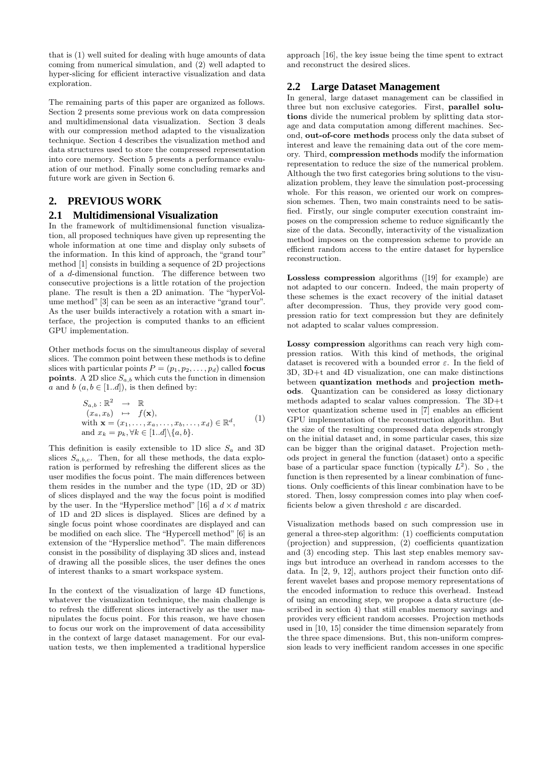that is (1) well suited for dealing with huge amounts of data coming from numerical simulation, and (2) well adapted to hyper-slicing for efficient interactive visualization and data exploration.

The remaining parts of this paper are organized as follows. Section 2 presents some previous work on data compression and multidimensional data visualization. Section 3 deals with our compression method adapted to the visualization technique. Section 4 describes the visualization method and data structures used to store the compressed representation into core memory. Section 5 presents a performance evaluation of our method. Finally some concluding remarks and future work are given in Section 6.

## 2. PREVIOUS WORK

### 2.1 Multidimensional Visualization

In the framework of multidimensional function visualization, all proposed techniques have given up representing the whole information at one time and display only subsets of the information. In this kind of approach, the "grand tour" method [1] consists in building a sequence of 2D projections of a $d$-dimensional function. The difference between two consecutive projections is a little rotation of the projection plane. The result is then a 2D animation. The "hyperVolume method" [3] can be seen as an interactive "grand tour". As the user builds interactively a rotation with a smart interface, the projection is computed thanks to an efficient GPU implementation.

Other methods focus on the simultaneous display of several slices. The common point between these methods is to define slices with particular points $P = (p_1, p_2, \ldots, p_d)$ called **focus points**. A 2D slice $S_{a,b}$ which cuts the function in dimension $a$ and $b$ ($a, b \in [1..d]$), is then defined by:

$$
\begin{array}{l}
S_{a,b} : \mathbb{R}^2 \;\; \rightarrow \;\; \mathbb{R} \\
\quad (x_a, x_b) \;\; \mapsto \;\; f(\mathbf{x}), \\
\text{with } \mathbf{x} = (x_1, \ldots, x_a, \ldots, x_b, \ldots, x_d) \in \mathbb{R}^d, \\
\text{and } x_k = p_k, \forall k \in [1..d] \backslash \{a, b\}.
\end{array} \tag{1}
$$

This definition is easily extensible to 1D slice $S_a$ and 3D slices $S_{a,b,c}$. Then, for all these methods, the data exploration is performed by refreshing the different slices as the user modifies the focus point. The main differences between them resides in the number and the type (1D, 2D or 3D) of slices displayed and the way the focus point is modified by the user. In the "Hyperslice method" [16] a $d \times d$ matrix of 1D and 2D slices is displayed. Slices are defined by a single focus point whose coordinates are displayed and can be modified on each slice. The "Hypercell method" [6] is an extension of the "Hyperslice method". The main differences consist in the possibility of displaying 3D slices and, instead of drawing all the possible slices, the user defines the ones of interest thanks to a smart workspace system.

In the context of the visualization of large 4D functions, whatever the visualization technique, the main challenge is to refresh the different slices interactively as the user manipulates the focus point. For this reason, we have chosen to focus our work on the improvement of data accessibility in the context of large dataset management. For our evaluation tests, we then implemented a traditional hyperslice approach [16], the key issue being the time spent to extract and reconstruct the desired slices.

### 2.2 Large Dataset Management

In general, large dataset management can be classified in three but non exclusive categories. First, **parallel solutions** divide the numerical problem by splitting data storage and data computation among different machines. Second, **out-of-core methods** process only the data subset of interest and leave the remaining data out of the core memory. Third, **compression methods** modify the information representation to reduce the size of the numerical problem. Although the two first categories bring solutions to the visualization problem, they leave the simulation post-processing whole. For this reason, we oriented our work on compression schemes. Then, two main constraints need to be satisfied. Firstly, our single computer execution constraint imposes on the compression scheme to reduce significantly the size of the data. Secondly, interactivity of the visualization method imposes on the compression scheme to provide an efficient random access to the entire dataset for hyperslice reconstruction.

**Lossless compression** algorithms ([19] for example) are not adapted to our concern. Indeed, the main property of these schemes is the exact recovery of the initial dataset after decompression. Thus, they provide very good compression ratio for text compression but they are definitely not adapted to scalar values compression.

**Lossy compression** algorithms can reach very high compression ratios. With this kind of methods, the original dataset is recovered with a bounded error $\varepsilon$. In the field of 3D, 3D+t and 4D visualization, one can make distinctions between **quantization methods** and **projection methods**. Quantization can be considered as lossy dictionary methods adapted to scalar values compression. The 3D+t vector quantization scheme used in [7] enables an efficient GPU implementation of the reconstruction algorithm. But the size of the resulting compressed data depends strongly on the initial dataset and, in some particular cases, this size can be bigger than the original dataset. Projection methods project in general the function (dataset) onto a specific base of a particular space function (typically $L^2$). So , the function is then represented by a linear combination of functions. Only coefficients of this linear combination have to be stored. Then, lossy compression comes into play when coefficients below a given threshold $\varepsilon$ are discarded.

Visualization methods based on such compression use in general a three-step algorithm: (1) coefficients computation (projection) and suppression, (2) coefficients quantization and (3) encoding step. This last step enables memory savings but introduce an overhead in random accesses to the data. In [2, 9, 12], authors project their function onto different wavelet bases and propose memory representations of the encoded information to reduce this overhead. Instead of using an encoding step, we propose a data structure (described in section 4) that still enables memory savings and provides very efficient random accesses. Projection methods used in [10, 15] consider the time dimension separately from the three space dimensions. But, this non-uniform compression leads to very inefficient random accesses in one specific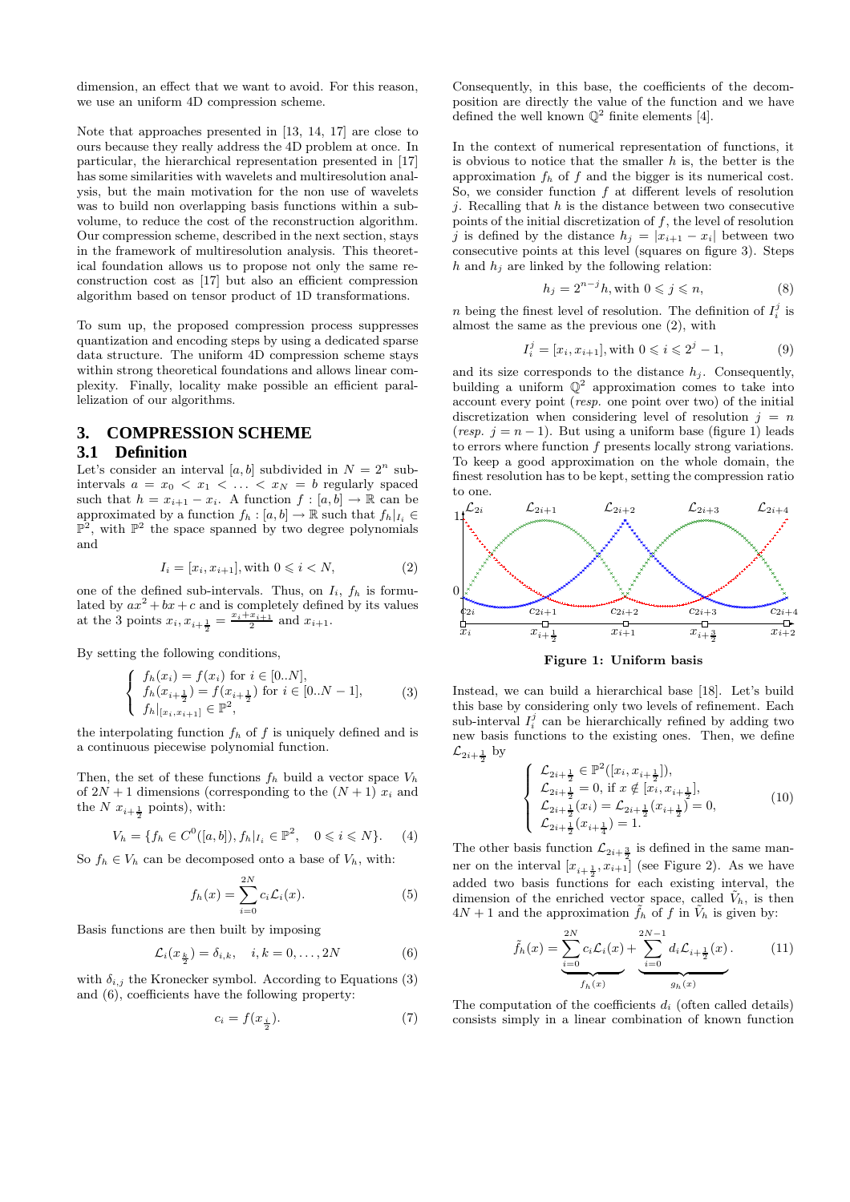dimension, an effect that we want to avoid. For this reason, we use an uniform 4D compression scheme.

Note that approaches presented in [13, 14, 17] are close to ours because they really address the 4D problem at once. In particular, the hierarchical representation presented in [17] has some similarities with wavelets and multiresolution analysis, but the main motivation for the non use of wavelets was to build non overlapping basis functions within a subvolume, to reduce the cost of the reconstruction algorithm. Our compression scheme, described in the next section, stays in the framework of multiresolution analysis. This theoretical foundation allows us to propose not only the same reconstruction cost as [17] but also an efficient compression algorithm based on tensor product of 1D transformations.

To sum up, the proposed compression process suppresses quantization and encoding steps by using a dedicated sparse data structure. The uniform 4D compression scheme stays within strong theoretical foundations and allows linear complexity. Finally, locality make possible an efficient parallelization of our algorithms.

## 3. COMPRESSION SCHEME

### 3.1 Definition

Let's consider an interval $[a, b]$ subdivided in $N = 2^n$ subintervals $a = x_0 < x_1 < \ldots < x_N = b$ regularly spaced such that $h = x_{i+1} - x_i$. A function $f : [a, b] \to \mathbb{R}$ can be approximated by a function $f_h : [a, b] \to \mathbb{R}$ such that $f_h|_{I_i} \in \mathbb{P}^2$, with $\mathbb{P}^2$ the space spanned by two degree polynomials and

$$I_i = [x_i, x_{i+1}], \text{with } 0 \leqslant i < N, \tag{2}$$

one of the defined sub-intervals. Thus, on $I_i$, $f_h$ is formulated by $ax^2 + bx + c$ and is completely defined by its values at the 3 points $x_i, x_{i+\frac{1}{2}} = \frac{x_i + x_{i+1}}{2}$ and $x_{i+1}$.

By setting the following conditions,

$$\begin{cases} f_h(x_i) = f(x_i) \text{ for } i \in [0..N], \\ f_h(x_{i+\frac{1}{2}}) = f(x_{i+\frac{1}{2}}) \text{ for } i \in [0..N-1], \\ f_h|_{[x_i, x_{i+1}]} \in \mathbb{P}^2, \end{cases} \tag{3}$$

the interpolating function $f_h$ of $f$ is uniquely defined and is a continuous piecewise polynomial function.

Then, the set of these functions $f_h$ build a vector space $V_h$ of $2N + 1$ dimensions (corresponding to the $(N + 1)$ $x_i$ and the $N$ $x_{i+\frac{1}{2}}$ points), with:

$$V_h = \{f_h \in C^0([a, b]), f_h|_{I_i} \in \mathbb{P}^2, \quad 0 \leqslant i \leqslant N\}. \tag{4}$$

So $f_h \in V_h$ can be decomposed onto a base of $V_h$, with:

$$f_h(x) = \sum_{i=0}^{2N} c_i \mathcal{L}_i(x). \tag{5}$$

Basis functions are then built by imposing

$$\mathcal{L}_i(x_{\frac{k}{2}}) = \delta_{i,k}, \quad i, k = 0, \ldots, 2N \tag{6}$$

with $\delta_{i,j}$ the Kronecker symbol. According to Equations (3) and (6), coefficients have the following property:

$$c_i = f(x_{\frac{i}{2}}). \tag{7}$$

Consequently, in this base, the coefficients of the decomposition are directly the value of the function and we have defined the well known $\mathbb{Q}^2$ finite elements [4].

In the context of numerical representation of functions, it is obvious to notice that the smaller $h$ is, the better is the approximation $f_h$ of $f$ and the bigger is its numerical cost. So, we consider function $f$ at different levels of resolution $j$. Recalling that $h$ is the distance between two consecutive points of the initial discretization of $f$, the level of resolution $j$ is defined by the distance $h_j = |x_{i+1} - x_i|$ between two consecutive points at this level (squares on figure 3). Steps $h$ and $h_j$ are linked by the following relation:

$$h_j = 2^{n-j}h, \text{with } 0 \leqslant j \leqslant n, \tag{8}$$

$n$ being the finest level of resolution. The definition of $I_i^j$ is almost the same as the previous one (2), with

$$I_i^j = [x_i, x_{i+1}], \text{with } 0 \leqslant i \leqslant 2^j - 1, \tag{9}$$

and its size corresponds to the distance $h_j$. Consequently, building a uniform $\mathbb{Q}^2$ approximation comes to take into account every point (*resp.* one point over two) of the initial discretization when considering level of resolution $j = n$ (*resp.* $j = n-1$). But using a uniform base (figure 1) leads to errors where function $f$ presents locally strong variations. To keep a good approximation on the whole domain, the finest resolution has to be kept, setting the compression ratio to one.

**Figure 1: Uniform basis**

Instead, we can build a hierarchical base [18]. Let's build this base by considering only two levels of refinement. Each sub-interval $I_i^j$ can be hierarchically refined by adding two new basis functions to the existing ones. Then, we define $\mathcal{L}_{2i+\frac{1}{2}}$ by

$$\begin{cases} \mathcal{L}_{2i+\frac{1}{2}} \in \mathbb{P}^2([x_i, x_{i+\frac{1}{2}}]), \\ \mathcal{L}_{2i+\frac{1}{2}} = 0, \text{ if } x \notin [x_i, x_{i+\frac{1}{2}}], \\ \mathcal{L}_{2i+\frac{1}{2}}(x_i) = \mathcal{L}_{2i+\frac{1}{2}}(x_{i+\frac{1}{2}}) = 0, \\ \mathcal{L}_{2i+\frac{1}{2}}(x_{i+\frac{1}{4}}) = 1. \end{cases} \tag{10}$$

The other basis function $\mathcal{L}_{2i+\frac{3}{2}}$ is defined in the same manner on the interval $[x_{i+\frac{1}{2}}, x_{i+1}]$ (see Figure 2). As we have added two basis functions for each existing interval, the dimension of the enriched vector space, called $\tilde{V}_h$, is then $4N + 1$ and the approximation $\tilde{f}_h$ of $f$ in $\tilde{V}_h$ is given by:

$$\tilde{f}_h(x) = \underbrace{\sum_{i=0}^{2N} c_i \mathcal{L}_i(x)}_{f_h(x)} + \underbrace{\sum_{i=0}^{2N-1} d_i \mathcal{L}_{i+\frac{1}{2}}(x)}_{g_h(x)}. \tag{11}$$

The computation of the coefficients $d_i$ (often called details) consists simply in a linear combination of known function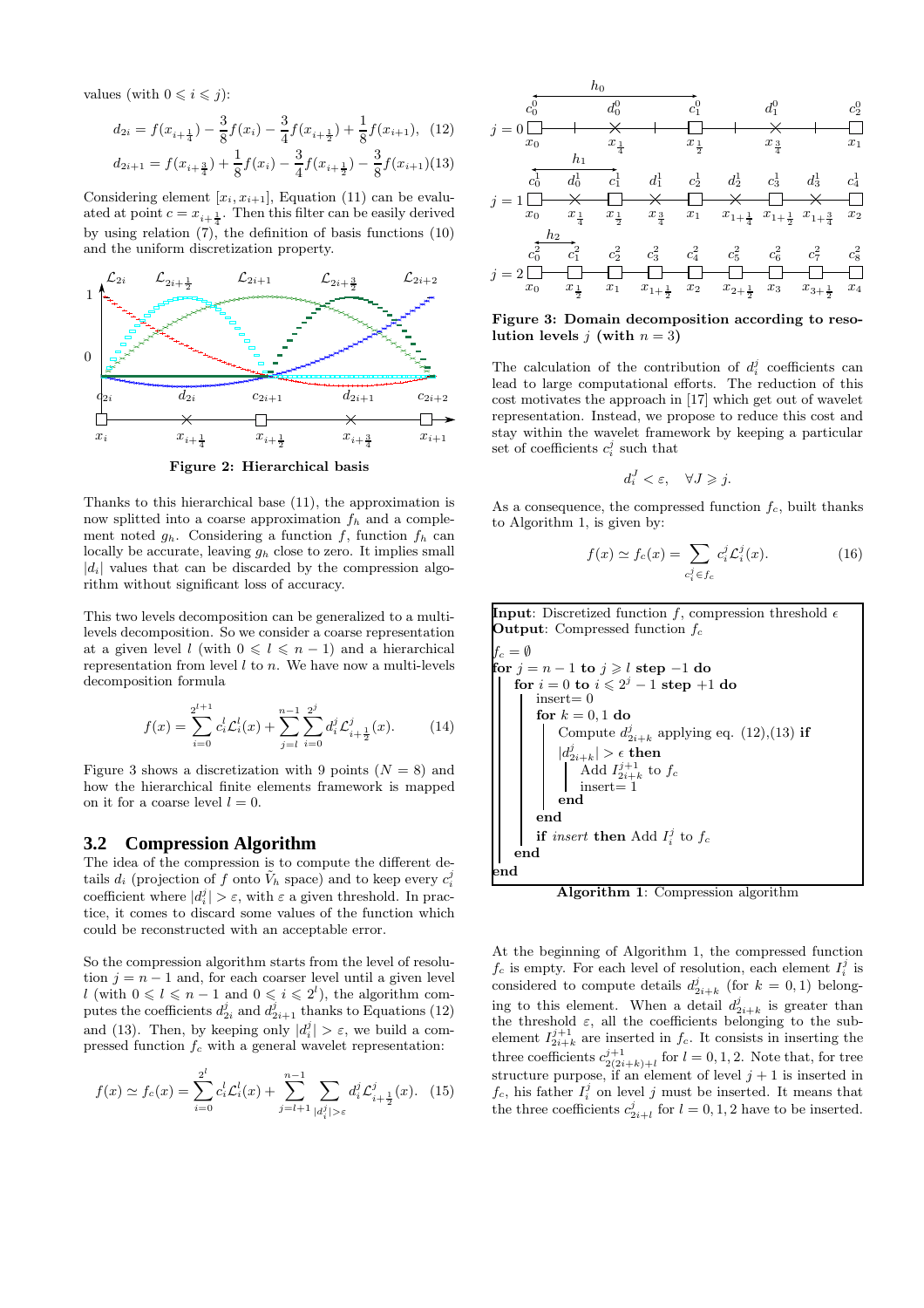values (with $0 \leqslant i \leqslant j$):

$$d_{2i} = f(x_{i+\frac{1}{4}}) - \frac{3}{8}f(x_i) - \frac{3}{4}f(x_{i+\frac{1}{2}}) + \frac{1}{8}f(x_{i+1}), \quad (12)$$

$$d_{2i+1} = f(x_{i+\frac{3}{4}}) + \frac{1}{8}f(x_i) - \frac{3}{4}f(x_{i+\frac{1}{2}}) - \frac{3}{8}f(x_{i+1}) \quad (13)$$

Considering element $[x_i, x_{i+1}]$, Equation (11) can be evaluated at point $c = x_{i+\frac{1}{4}}$. Then this filter can be easily derived by using relation (7), the definition of basis functions (10) and the uniform discretization property.

Figure 2: Hierarchical basis

Thanks to this hierarchical base (11), the approximation is now splitted into a coarse approximation $f_h$ and a complement noted $g_h$. Considering a function $f$, function $f_h$ can locally be accurate, leaving $g_h$ close to zero. It implies small $|d_i|$ values that can be discarded by the compression algorithm without significant loss of accuracy.

This two levels decomposition can be generalized to a multi-levels decomposition. So we consider a coarse representation at a given level $l$ (with $0 \leqslant l \leqslant n-1$) and a hierarchical representation from level $l$ to $n$. We have now a multi-levels decomposition formula

$$f(x) = \sum_{i=0}^{2^{l+1}} c_i^l \mathcal{L}_i^l(x) + \sum_{j=l}^{n-1} \sum_{i=0}^{2^j} d_i^j \mathcal{L}_{i+\frac{1}{2}}^j(x). \quad (14)$$

Figure 3 shows a discretization with 9 points ($N = 8$) and how the hierarchical finite elements framework is mapped on it for a coarse level $l = 0$.

## 3.2 Compression Algorithm

The idea of the compression is to compute the different details $d_i$ (projection of $f$ onto $\tilde{V}_h$ space) and to keep every $c_i^j$ coefficient where $|d_i^j| > \varepsilon$, with $\varepsilon$ a given threshold. In practice, it comes to discard some values of the function which could be reconstructed with an acceptable error.

So the compression algorithm starts from the level of resolution $j = n-1$ and, for each coarser level until a given level $l$ (with $0 \leqslant l \leqslant n-1$ and $0 \leqslant i \leqslant 2^l$), the algorithm computes the coefficients $d_{2i}^j$ and $d_{2i+1}^j$ thanks to Equations (12) and (13). Then, by keeping only $|d_i^j| > \varepsilon$, we build a compressed function $f_c$ with a general wavelet representation:

$$f(x) \simeq f_c(x) = \sum_{i=0}^{2^l} c_i^l \mathcal{L}_i^l(x) + \sum_{j=l+1}^{n-1} \sum_{|d_i^j| > \varepsilon} d_i^j \mathcal{L}_{i+\frac{1}{2}}^j(x). \quad (15)$$

Figure 3: Domain decomposition according to resolution levels $j$ (with $n = 3$)

The calculation of the contribution of $d_i^j$ coefficients can lead to large computational efforts. The reduction of this cost motivates the approach in [17] which get out of wavelet representation. Instead, we propose to reduce this cost and stay within the wavelet framework by keeping a particular set of coefficients $c_i^j$ such that

$$d_i^J < \varepsilon, \quad \forall J \geqslant j.$$

As a consequence, the compressed function $f_c$, built thanks to Algorithm 1, is given by:

$$f(x) \simeq f_c(x) = \sum_{c_i^j \in f_c} c_i^j \mathcal{L}_i^j(x). \quad (16)$$

```
Input: Discretized function f, compression threshold ϵ
Output: Compressed function f_c
f_c = ∅
for j = n − 1 to j ⩾ l step −1 do
    for i = 0 to i ⩽ 2^j − 1 step +1 do
        insert= 0
        for k = 0, 1 do
            Compute d^j_{2i+k} applying eq. (12),(13) if
            |d^j_{2i+k}| > ϵ then
                Add I^{j+1}_{2i+k} to f_c
                insert= 1
            end
        end
        if insert then Add I^j_i to f_c
    end
end
```

**Algorithm 1**: Compression algorithm

At the beginning of Algorithm 1, the compressed function $f_c$ is empty. For each level of resolution, each element $I_i^j$ is considered to compute details $d_{2i+k}^j$ (for $k = 0, 1$) belonging to this element. When a detail $d_{2i+k}^j$ is greater than the threshold $\varepsilon$, all the coefficients belonging to the sub-element $I_{2i+k}^{j+1}$ are inserted in $f_c$. It consists in inserting the three coefficients $c_{2(2i+k)+l}^{j+1}$ for $l = 0, 1, 2$. Note that, for tree structure purpose, if an element of level $j+1$ is inserted in $f_c$, his father $I_i^j$ on level $j$ must be inserted. It means that the three coefficients $c_{2i+l}^j$ for $l = 0, 1, 2$ have to be inserted.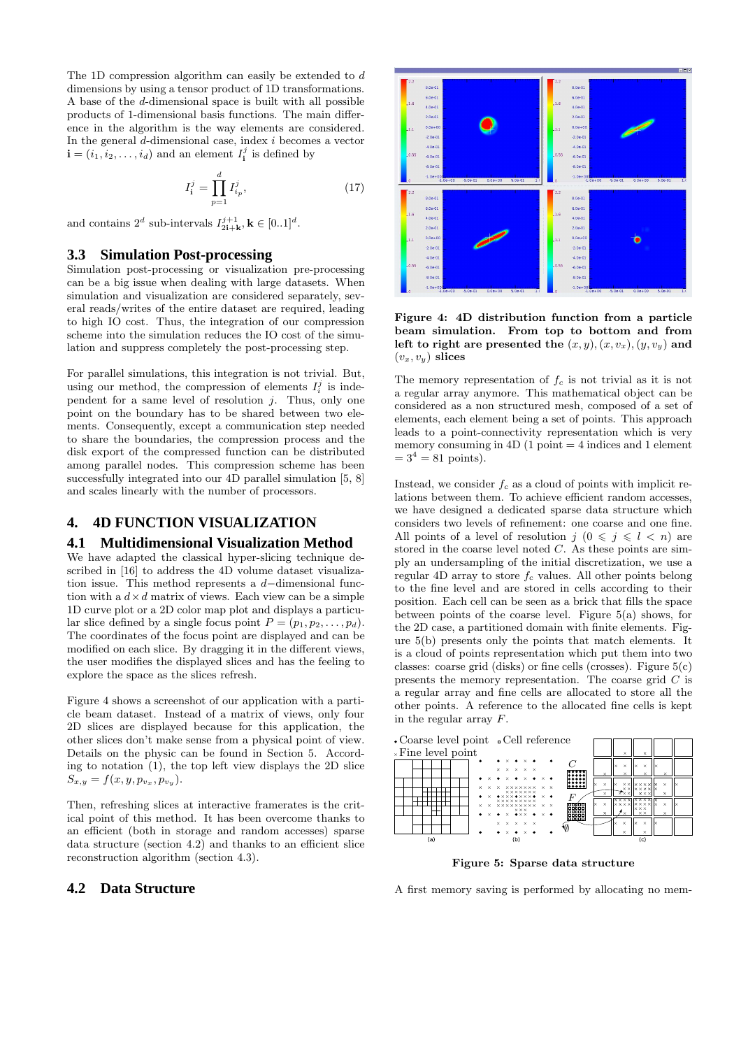The 1D compression algorithm can easily be extended to $d$ dimensions by using a tensor product of 1D transformations. A base of the $d$-dimensional space is built with all possible products of 1-dimensional basis functions. The main difference in the algorithm is the way elements are considered. In the general $d$-dimensional case, index $i$ becomes a vector $\mathbf{i} = (i_1, i_2, \ldots, i_d)$ and an element $I_\mathbf{i}^j$ is defined by

$$I_\mathbf{i}^j = \prod_{p=1}^{d} I_{i_p}^j, \tag{17}$$

and contains $2^d$ sub-intervals $I_{2\mathbf{i}+\mathbf{k}}^{j+1}, \mathbf{k} \in [0..1]^d$.

### 3.3 Simulation Post-processing

Simulation post-processing or visualization pre-processing can be a big issue when dealing with large datasets. When simulation and visualization are considered separately, several reads/writes of the entire dataset are required, leading to high IO cost. Thus, the integration of our compression scheme into the simulation reduces the IO cost of the simulation and suppress completely the post-processing step.

For parallel simulations, this integration is not trivial. But, using our method, the compression of elements $I_\mathbf{i}^j$ is independent for a same level of resolution $j$. Thus, only one point on the boundary has to be shared between two elements. Consequently, except a communication step needed to share the boundaries, the compression process and the disk export of the compressed function can be distributed among parallel nodes. This compression scheme has been successfully integrated into our 4D parallel simulation [5, 8] and scales linearly with the number of processors.

## 4. 4D FUNCTION VISUALIZATION

### 4.1 Multidimensional Visualization Method

We have adapted the classical hyper-slicing technique described in [16] to address the 4D volume dataset visualization issue. This method represents a $d-$dimensional function with a $d \times d$ matrix of views. Each view can be a simple 1D curve plot or a 2D color map plot and displays a particular slice defined by a single focus point $P = (p_1, p_2, \ldots, p_d)$. The coordinates of the focus point are displayed and can be modified on each slice. By dragging it in the different views, the user modifies the displayed slices and has the feeling to explore the space as the slices refresh.

Figure 4 shows a screenshot of our application with a particle beam dataset. Instead of a matrix of views, only four 2D slices are displayed because for this application, the other slices don't make sense from a physical point of view. Details on the physic can be found in Section 5. According to notation (1), the top left view displays the 2D slice $S_{x,y} = f(x, y, p_{v_x}, p_{v_y})$.

Then, refreshing slices at interactive framerates is the critical point of this method. It has been overcome thanks to an efficient (both in storage and random accesses) sparse data structure (section 4.2) and thanks to an efficient slice reconstruction algorithm (section 4.3).

### 4.2 Data Structure

**Figure 4: 4D distribution function from a particle beam simulation. From top to bottom and from left to right are presented the $(x, y)$, $(x, v_x)$, $(y, v_y)$ and $(v_x, v_y)$ slices**

The memory representation of $f_c$ is not trivial as it is not a regular array anymore. This mathematical object can be considered as a non structured mesh, composed of a set of elements, each element being a set of points. This approach leads to a point-connectivity representation which is very memory consuming in 4D (1 point = 4 indices and 1 element = $3^4$ = 81 points).

Instead, we consider $f_c$ as a cloud of points with implicit relations between them. To achieve efficient random accesses, we have designed a dedicated sparse data structure which considers two levels of refinement: one coarse and one fine. All points of a level of resolution $j$ $(0 \leqslant j \leqslant l < n)$ are stored in the coarse level noted $C$. As these points are simply an undersampling of the initial discretization, we use a regular 4D array to store $f_c$ values. All other points belong to the fine level and are stored in cells according to their position. Each cell can be seen as a brick that fills the space between points of the coarse level. Figure 5(a) shows, for the 2D case, a partitioned domain with finite elements. Figure 5(b) presents only the points that match elements. It is a cloud of points representation which put them into two classes: coarse grid (disks) or fine cells (crosses). Figure 5(c) presents the memory representation. The coarse grid $C$ is a regular array and fine cells are allocated to store all the other points. A reference to the allocated fine cells is kept in the regular array $F$.

**Figure 5: Sparse data structure**

A first memory saving is performed by allocating no mem-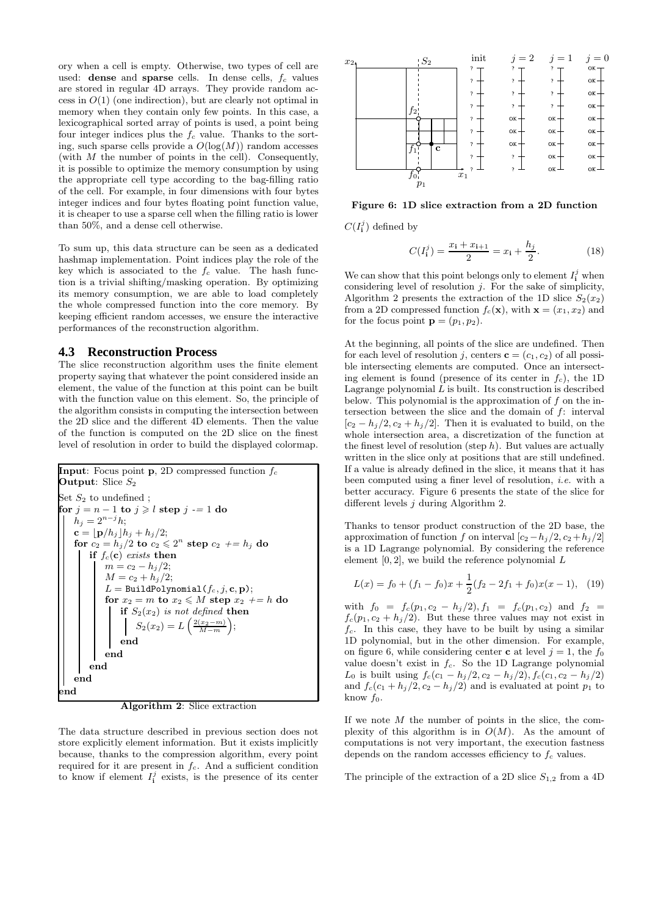ory when a cell is empty. Otherwise, two types of cell are used: **dense** and **sparse** cells. In dense cells, $f_c$ values are stored in regular 4D arrays. They provide random access in $O(1)$ (one indirection), but are clearly not optimal in memory when they contain only few points. In this case, a lexicographical sorted array of points is used, a point being four integer indices plus the $f_c$ value. Thanks to the sorting, such sparse cells provide a $O(\log(M))$ random accesses (with $M$ the number of points in the cell). Consequently, it is possible to optimize the memory consumption by using the appropriate cell type according to the bag-filling ratio of the cell. For example, in four dimensions with four bytes integer indices and four bytes floating point function value, it is cheaper to use a sparse cell when the filling ratio is lower than 50%, and a dense cell otherwise.

To sum up, this data structure can be seen as a dedicated hashmap implementation. Point indices play the role of the key which is associated to the $f_c$ value. The hash function is a trivial shifting/masking operation. By optimizing its memory consumption, we are able to load completely the whole compressed function into the core memory. By keeping efficient random accesses, we ensure the interactive performances of the reconstruction algorithm.

## 4.3 Reconstruction Process

The slice reconstruction algorithm uses the finite element property saying that whatever the point considered inside an element, the value of the function at this point can be built with the function value on this element. So, the principle of the algorithm consists in computing the intersection between the 2D slice and the different 4D elements. Then the value of the function is computed on the 2D slice on the finest level of resolution in order to build the displayed colormap.

```
Input: Focus point p, 2D compressed function f_c
Output: Slice S_2

Set S_2 to undefined ;
for j = n − 1 to j ⩾ l step j -= 1 do
    h_j = 2^{n−j} h;
    c = ⌊p/h_j⌋h_j + h_j/2;
    for c_2 = h_j/2 to c_2 ⩽ 2^n step c_2 += h_j do
        if f_c(c) exists then
            m = c_2 − h_j/2;
            M = c_2 + h_j/2;
            L = BuildPolynomial(f_c, j, c, p);
            for x_2 = m to x_2 ⩽ M step x_2 += h do
                if S_2(x_2) is not defined then
                    S_2(x_2) = L(2(x_2 − m)/(M − m));
                end
            end
        end
    end
end
```

**Algorithm 2**: Slice extraction

The data structure described in previous section does not store explicitly element information. But it exists implicitly because, thanks to the compression algorithm, every point required for it are present in $f_c$. And a sufficient condition to know if element $I_{\mathbf{i}}^j$ exists, is the presence of its center $C(I_{\mathbf{i}}^j)$ defined by

$$C(I_{\mathbf{i}}^j) = \frac{x_{\mathbf{i}} + x_{\mathbf{i}+1}}{2} = x_{\mathbf{i}} + \frac{h_j}{2}. \quad (18)$$

**Figure 6: 1D slice extraction from a 2D function**

We can show that this point belongs only to element $I_{\mathbf{i}}^j$ when considering level of resolution $j$. For the sake of simplicity, Algorithm 2 presents the extraction of the 1D slice $S_2(x_2)$ from a 2D compressed function $f_c(\mathbf{x})$, with $\mathbf{x} = (x_1, x_2)$ and for the focus point $\mathbf{p} = (p_1, p_2)$.

At the beginning, all points of the slice are undefined. Then for each level of resolution $j$, centers $\mathbf{c} = (c_1, c_2)$ of all possible intersecting elements are computed. Once an intersecting element is found (presence of its center in $f_c$), the 1D Lagrange polynomial $L$ is built. Its construction is described below. This polynomial is the approximation of $f$ on the intersection between the slice and the domain of $f$: interval $[c_2 - h_j/2, c_2 + h_j/2]$. Then it is evaluated to build, on the whole intersection area, a discretization of the function at the finest level of resolution (step $h$). But values are actually written in the slice only at positions that are still undefined. If a value is already defined in the slice, it means that it has been computed using a finer level of resolution, *i.e.* with a better accuracy. Figure 6 presents the state of the slice for different levels $j$ during Algorithm 2.

Thanks to tensor product construction of the 2D base, the approximation of function $f$ on interval $[c_2 - h_j/2, c_2 + h_j/2]$ is a 1D Lagrange polynomial. By considering the reference element $[0, 2]$, we build the reference polynomial $L$

$$L(x) = f_0 + (f_1 - f_0)x + \frac{1}{2}(f_2 - 2f_1 + f_0)x(x - 1), \quad (19)$$

with $f_0 = f_c(p_1, c_2 - h_j/2), f_1 = f_c(p_1, c_2)$ and $f_2 = f_c(p_1, c_2 + h_j/2)$. But these three values may not exist in $f_c$. In this case, they have to be built by using a similar 1D polynomial, but in the other dimension. For example, on figure 6, while considering center $\mathbf{c}$ at level $j = 1$, the $f_0$ value doesn't exist in $f_c$. So the 1D Lagrange polynomial $L_0$ is built using $f_c(c_1 - h_j/2, c_2 - h_j/2), f_c(c_1, c_2 - h_j/2)$ and $f_c(c_1 + h_j/2, c_2 - h_j/2)$ and is evaluated at point $p_1$ to know $f_0$.

If we note $M$ the number of points in the slice, the complexity of this algorithm is in $O(M)$. As the amount of computations is not very important, the execution fastness depends on the random accesses efficiency to $f_c$ values.

The principle of the extraction of a 2D slice $S_{1,2}$ from a 4D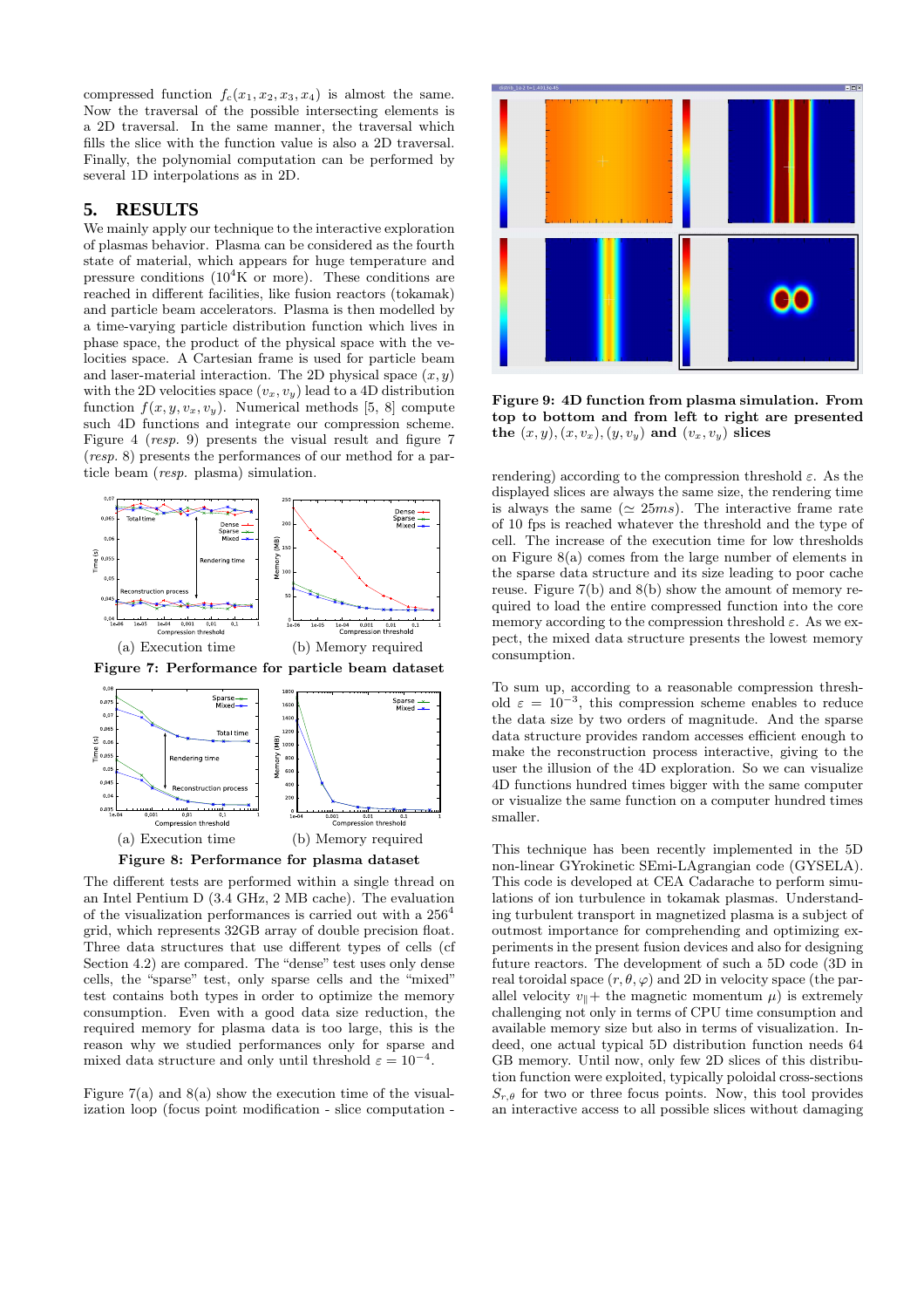compressed function $f_c(x_1, x_2, x_3, x_4)$ is almost the same. Now the traversal of the possible intersecting elements is a 2D traversal. In the same manner, the traversal which fills the slice with the function value is also a 2D traversal. Finally, the polynomial computation can be performed by several 1D interpolations as in 2D.

## 5. RESULTS

We mainly apply our technique to the interactive exploration of plasmas behavior. Plasma can be considered as the fourth state of material, which appears for huge temperature and pressure conditions ($10^4$K or more). These conditions are reached in different facilities, like fusion reactors (tokamak) and particle beam accelerators. Plasma is then modelled by a time-varying particle distribution function which lives in phase space, the product of the physical space with the velocities space. A Cartesian frame is used for particle beam and laser-material interaction. The 2D physical space $(x, y)$ with the 2D velocities space $(v_x, v_y)$ lead to a 4D distribution function $f(x, y, v_x, v_y)$. Numerical methods [5, 8] compute such 4D functions and integrate our compression scheme. Figure 4 (*resp.* 9) presents the visual result and figure 7 (*resp.* 8) presents the performances of our method for a particle beam (*resp.* plasma) simulation.

(a) Execution time (b) Memory required

**Figure 7: Performance for particle beam dataset**

(a) Execution time (b) Memory required

**Figure 8: Performance for plasma dataset**

The different tests are performed within a single thread on an Intel Pentium D (3.4 GHz, 2 MB cache). The evaluation of the visualization performances is carried out with a $256^4$ grid, which represents 32GB array of double precision float. Three data structures that use different types of cells (cf Section 4.2) are compared. The "dense" test uses only dense cells, the "sparse" test, only sparse cells and the "mixed" test contains both types in order to optimize the memory consumption. Even with a good data size reduction, the required memory for plasma data is too large, this is the reason why we studied performances only for sparse and mixed data structure and only until threshold $\varepsilon = 10^{-4}$.

Figure 7(a) and 8(a) show the execution time of the visualization loop (focus point modification - slice computation - rendering) according to the compression threshold $\varepsilon$. As the displayed slices are always the same size, the rendering time is always the same ($\simeq 25ms$). The interactive frame rate of 10 fps is reached whatever the threshold and the type of cell. The increase of the execution time for low thresholds on Figure 8(a) comes from the large number of elements in the sparse data structure and its size leading to poor cache reuse. Figure 7(b) and 8(b) show the amount of memory required to load the entire compressed function into the core memory according to the compression threshold $\varepsilon$. As we expect, the mixed data structure presents the lowest memory consumption.

**Figure 9: 4D function from plasma simulation. From top to bottom and from left to right are presented the $(x, y), (x, v_x), (y, v_y)$ and $(v_x, v_y)$ slices**

To sum up, according to a reasonable compression threshold $\varepsilon = 10^{-3}$, this compression scheme enables to reduce the data size by two orders of magnitude. And the sparse data structure provides random accesses efficient enough to make the reconstruction process interactive, giving to the user the illusion of the 4D exploration. So we can visualize 4D functions hundred times bigger with the same computer or visualize the same function on a computer hundred times smaller.

This technique has been recently implemented in the 5D non-linear GYrokinetic SEmi-LAgrangian code (GYSELA). This code is developed at CEA Cadarache to perform simulations of ion turbulence in tokamak plasmas. Understanding turbulent transport in magnetized plasma is a subject of outmost importance for comprehending and optimizing experiments in the present fusion devices and also for designing future reactors. The development of such a 5D code (3D in real toroidal space $(r, \theta, \varphi)$ and 2D in velocity space (the parallel velocity $v_\parallel$+ the magnetic momentum $\mu$) is extremely challenging not only in terms of CPU time consumption and available memory size but also in terms of visualization. Indeed, one actual typical 5D distribution function needs 64 GB memory. Until now, only few 2D slices of this distribution function were exploited, typically poloidal cross-sections $S_{r,\theta}$ for two or three focus points. Now, this tool provides an interactive access to all possible slices without damaging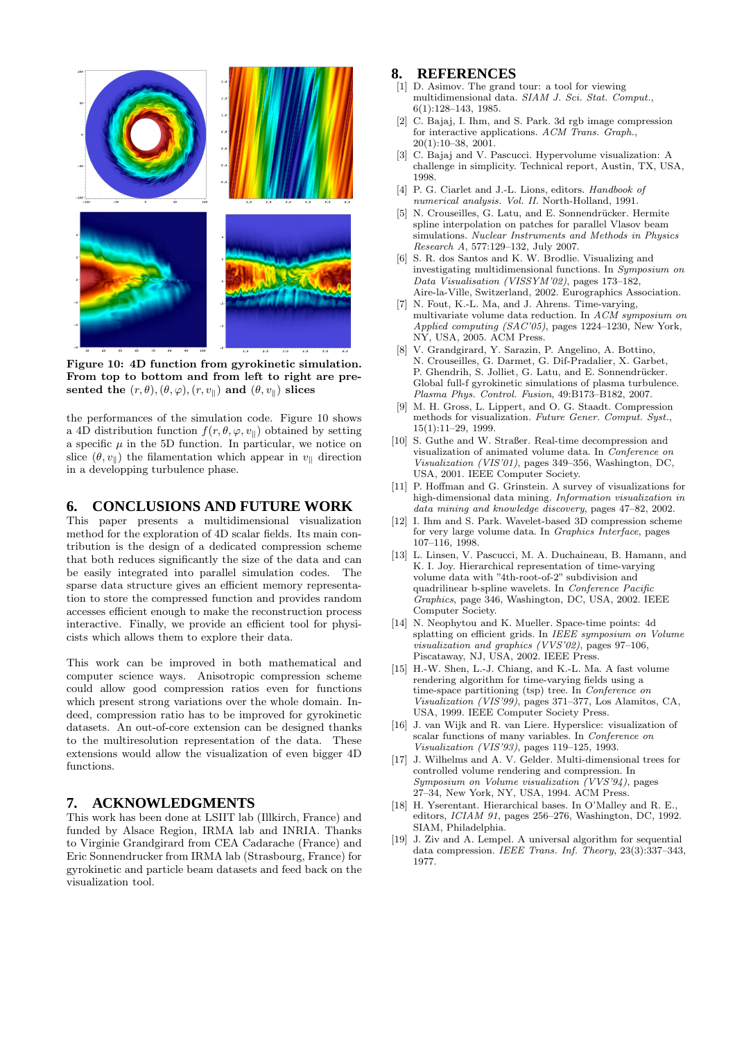**Figure 10: 4D function from gyrokinetic simulation. From top to bottom and from left to right are presented the $(r, \theta), (\theta, \varphi), (r, v_\parallel)$ and $(\theta, v_\parallel)$ slices**

the performances of the simulation code. Figure 10 shows a 4D distribution function $f(r, \theta, \varphi, v_\parallel)$ obtained by setting a specific $\mu$ in the 5D function. In particular, we notice on slice $(\theta, v_\parallel)$ the filamentation which appear in $v_\parallel$ direction in a developping turbulence phase.

## 6. CONCLUSIONS AND FUTURE WORK

This paper presents a multidimensional visualization method for the exploration of 4D scalar fields. Its main contribution is the design of a dedicated compression scheme that both reduces significantly the size of the data and can be easily integrated into parallel simulation codes. The sparse data structure gives an efficient memory representation to store the compressed function and provides random accesses efficient enough to make the reconstruction process interactive. Finally, we provide an efficient tool for physicists which allows them to explore their data.

This work can be improved in both mathematical and computer science ways. Anisotropic compression scheme could allow good compression ratios even for functions which present strong variations over the whole domain. Indeed, compression ratio has to be improved for gyrokinetic datasets. An out-of-core extension can be designed thanks to the multiresolution representation of the data. These extensions would allow the visualization of even bigger 4D functions.

## 7. ACKNOWLEDGMENTS

This work has been done at LSIIT lab (Illkirch, France) and funded by Alsace Region, IRMA lab and INRIA. Thanks to Virginie Grandgirard from CEA Cadarache (France) and Eric Sonnendrucker from IRMA lab (Strasbourg, France) for gyrokinetic and particle beam datasets and feed back on the visualization tool.

## 8. REFERENCES

[1] D. Asimov. The grand tour: a tool for viewing multidimensional data. *SIAM J. Sci. Stat. Comput.*, 6(1):128–143, 1985.

[2] C. Bajaj, I. Ihm, and S. Park. 3d rgb image compression for interactive applications. *ACM Trans. Graph.*, 20(1):10–38, 2001.

[3] C. Bajaj and V. Pascucci. Hypervolume visualization: A challenge in simplicity. Technical report, Austin, TX, USA, 1998.

[4] P. G. Ciarlet and J.-L. Lions, editors. *Handbook of numerical analysis. Vol. II.* North-Holland, 1991.

[5] N. Crouseilles, G. Latu, and E. Sonnendrücker. Hermite spline interpolation on patches for parallel Vlasov beam simulations. *Nuclear Instruments and Methods in Physics Research A*, 577:129–132, July 2007.

[6] S. R. dos Santos and K. W. Brodlie. Visualizing and investigating multidimensional functions. In *Symposium on Data Visualisation (VISSYM'02)*, pages 173–182, Aire-la-Ville, Switzerland, 2002. Eurographics Association.

[7] N. Fout, K.-L. Ma, and J. Ahrens. Time-varying, multivariate volume data reduction. In *ACM symposium on Applied computing (SAC'05)*, pages 1224–1230, New York, NY, USA, 2005. ACM Press.

[8] V. Grandgirard, Y. Sarazin, P. Angelino, A. Bottino, N. Crouseilles, G. Darmet, G. Dif-Pradalier, X. Garbet, P. Ghendrih, S. Jolliet, G. Latu, and E. Sonnendrücker. Global full-f gyrokinetic simulations of plasma turbulence. *Plasma Phys. Control. Fusion*, 49:B173–B182, 2007.

[9] M. H. Gross, L. Lippert, and O. G. Staadt. Compression methods for visualization. *Future Gener. Comput. Syst.*, 15(1):11–29, 1999.

[10] S. Guthe and W. Straßer. Real-time decompression and visualization of animated volume data. In *Conference on Visualization (VIS'01)*, pages 349–356, Washington, DC, USA, 2001. IEEE Computer Society.

[11] P. Hoffman and G. Grinstein. A survey of visualizations for high-dimensional data mining. *Information visualization in data mining and knowledge discovery*, pages 47–82, 2002.

[12] I. Ihm and S. Park. Wavelet-based 3D compression scheme for very large volume data. In *Graphics Interface*, pages 107–116, 1998.

[13] L. Linsen, V. Pascucci, M. A. Duchaineau, B. Hamann, and K. I. Joy. Hierarchical representation of time-varying volume data with "4th-root-of-2" subdivision and quadrilinear b-spline wavelets. In *Conference Pacific Graphics*, page 346, Washington, DC, USA, 2002. IEEE Computer Society.

[14] N. Neophytou and K. Mueller. Space-time points: 4d splatting on efficient grids. In *IEEE symposium on Volume visualization and graphics (VVS'02)*, pages 97–106, Piscataway, NJ, USA, 2002. IEEE Press.

[15] H.-W. Shen, L.-J. Chiang, and K.-L. Ma. A fast volume rendering algorithm for time-varying fields using a time-space partitioning (tsp) tree. In *Conference on Visualization (VIS'99)*, pages 371–377, Los Alamitos, CA, USA, 1999. IEEE Computer Society Press.

[16] J. van Wijk and R. van Liere. Hyperslice: visualization of scalar functions of many variables. In *Conference on Visualization (VIS'93)*, pages 119–125, 1993.

[17] J. Wilhelms and A. V. Gelder. Multi-dimensional trees for controlled volume rendering and compression. In *Symposium on Volume visualization (VVS'94)*, pages 27–34, New York, NY, USA, 1994. ACM Press.

[18] H. Yserentant. Hierarchical bases. In O'Malley and R. E., editors, *ICIAM 91*, pages 256–276, Washington, DC, 1992. SIAM, Philadelphia.

[19] J. Ziv and A. Lempel. A universal algorithm for sequential data compression. *IEEE Trans. Inf. Theory*, 23(3):337–343, 1977.